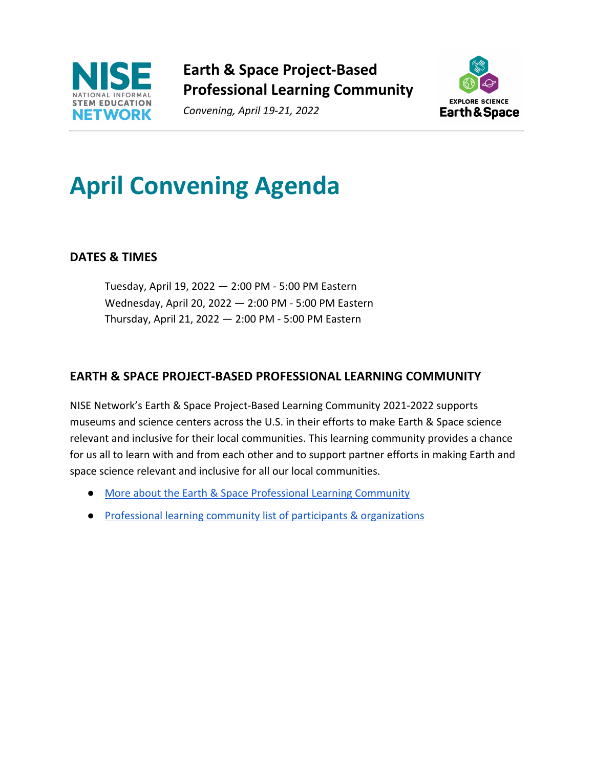**Earth & Space Project-Based Professional Learning Community**

*Convening, April 19-21, 2022*

# April Convening Agenda

## DATES & TIMES

Tuesday, April 19, 2022 — 2:00 PM - 5:00 PM Eastern
Wednesday, April 20, 2022 — 2:00 PM - 5:00 PM Eastern
Thursday, April 21, 2022 — 2:00 PM - 5:00 PM Eastern

## EARTH & SPACE PROJECT-BASED PROFESSIONAL LEARNING COMMUNITY

NISE Network's Earth & Space Project-Based Learning Community 2021-2022 supports museums and science centers across the U.S. in their efforts to make Earth & Space science relevant and inclusive for their local communities. This learning community provides a chance for us all to learn with and from each other and to support partner efforts in making Earth and space science relevant and inclusive for all our local communities.

- More about the Earth & Space Professional Learning Community
- Professional learning community list of participants & organizations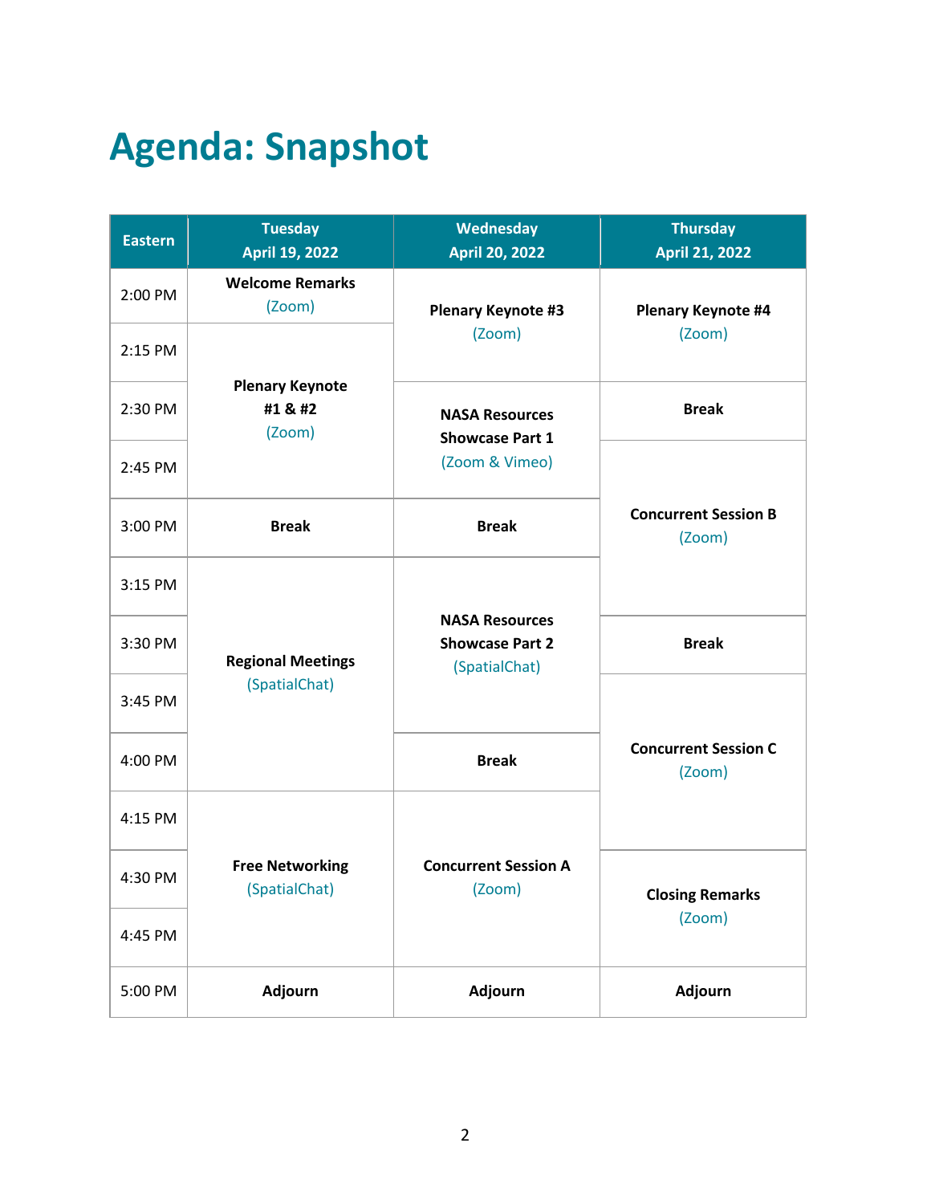# Agenda: Snapshot

| Eastern | Tuesday April 19, 2022 | Wednesday April 20, 2022 | Thursday April 21, 2022 |
|---|---|---|---|
| 2:00 PM | **Welcome Remarks** (Zoom) | **Plenary Keynote #3** (Zoom) | **Plenary Keynote #4** (Zoom) |
| 2:15 PM | **Plenary Keynote #1 & #2** (Zoom) | | |
| 2:30 PM | | **NASA Resources Showcase Part 1** (Zoom & Vimeo) | **Break** |
| 2:45 PM | | | **Concurrent Session B** (Zoom) |
| 3:00 PM | **Break** | **Break** | |
| 3:15 PM | **Regional Meetings** (SpatialChat) | **NASA Resources Showcase Part 2** (SpatialChat) | |
| 3:30 PM | | | **Break** |
| 3:45 PM | | | **Concurrent Session C** (Zoom) |
| 4:00 PM | | **Break** | |
| 4:15 PM | **Free Networking** (SpatialChat) | **Concurrent Session A** (Zoom) | |
| 4:30 PM | | | **Closing Remarks** (Zoom) |
| 4:45 PM | | | |
| 5:00 PM | **Adjourn** | **Adjourn** | **Adjourn** |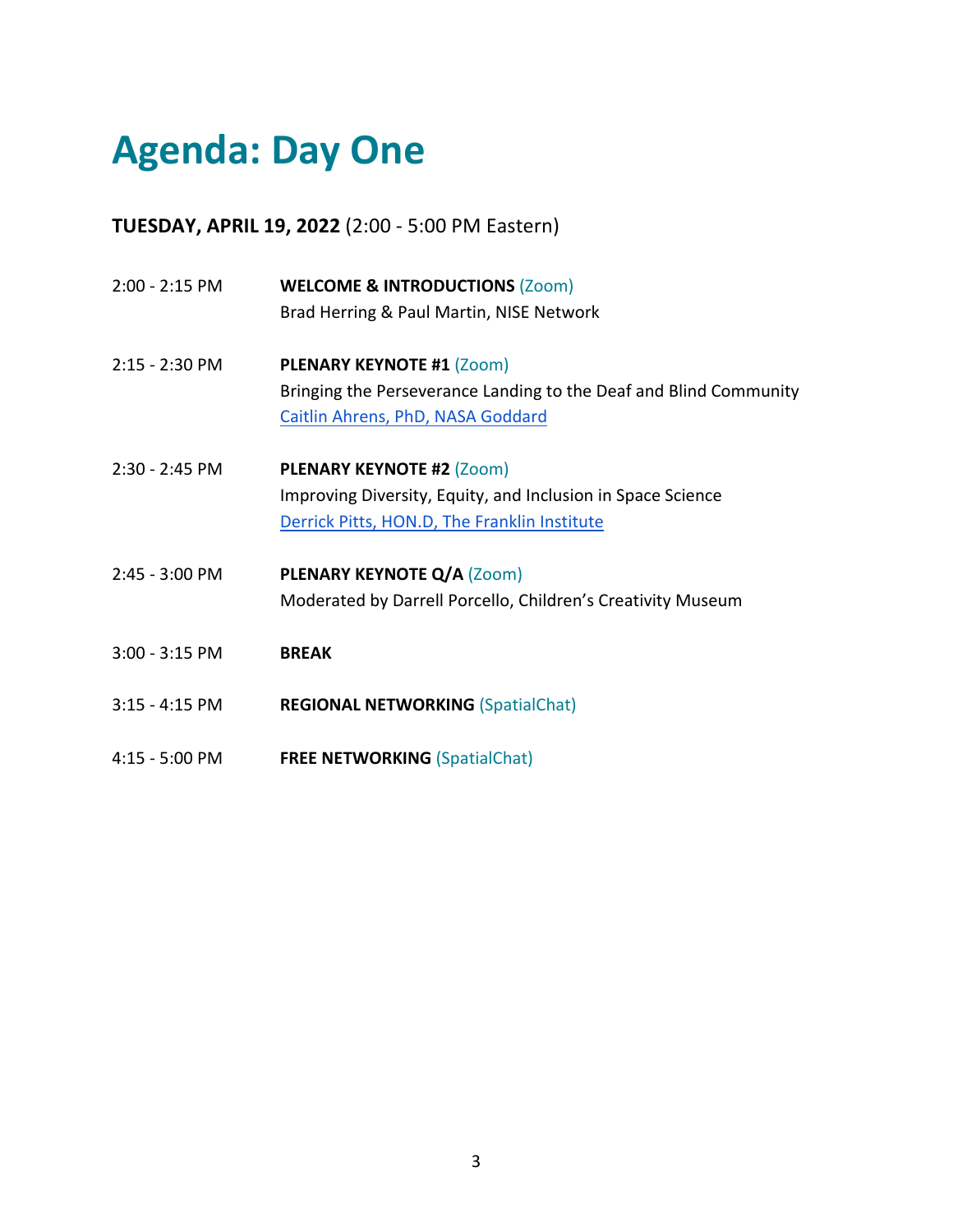# Agenda: Day One

**TUESDAY, APRIL 19, 2022** (2:00 - 5:00 PM Eastern)

| | |
|---|---|
| 2:00 - 2:15 PM | **WELCOME & INTRODUCTIONS** (Zoom)<br>Brad Herring & Paul Martin, NISE Network |
| 2:15 - 2:30 PM | **PLENARY KEYNOTE #1** (Zoom)<br>Bringing the Perseverance Landing to the Deaf and Blind Community<br>Caitlin Ahrens, PhD, NASA Goddard |
| 2:30 - 2:45 PM | **PLENARY KEYNOTE #2** (Zoom)<br>Improving Diversity, Equity, and Inclusion in Space Science<br>Derrick Pitts, HON.D, The Franklin Institute |
| 2:45 - 3:00 PM | **PLENARY KEYNOTE Q/A** (Zoom)<br>Moderated by Darrell Porcello, Children's Creativity Museum |
| 3:00 - 3:15 PM | **BREAK** |
| 3:15 - 4:15 PM | **REGIONAL NETWORKING** (SpatialChat) |
| 4:15 - 5:00 PM | **FREE NETWORKING** (SpatialChat) |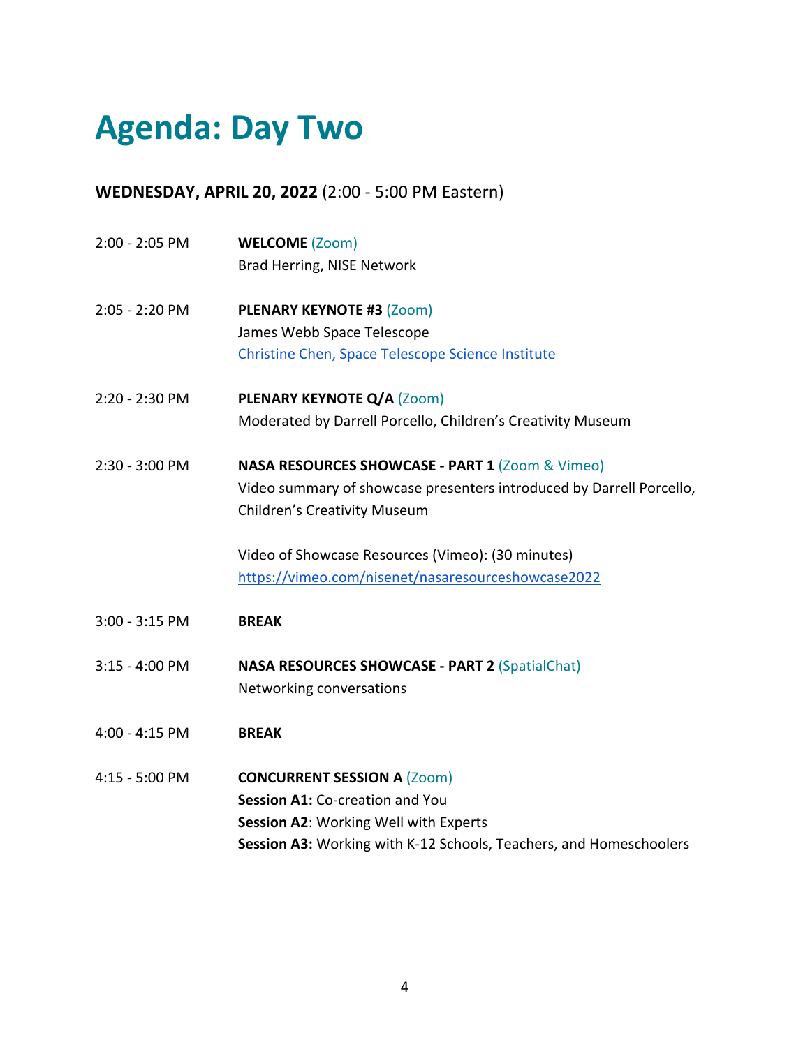# Agenda: Day Two

**WEDNESDAY, APRIL 20, 2022** (2:00 - 5:00 PM Eastern)

2:00 - 2:05 PM **WELCOME** (Zoom)
Brad Herring, NISE Network

2:05 - 2:20 PM **PLENARY KEYNOTE #3** (Zoom)
James Webb Space Telescope
Christine Chen, Space Telescope Science Institute

2:20 - 2:30 PM **PLENARY KEYNOTE Q/A** (Zoom)
Moderated by Darrell Porcello, Children's Creativity Museum

2:30 - 3:00 PM **NASA RESOURCES SHOWCASE - PART 1** (Zoom & Vimeo)
Video summary of showcase presenters introduced by Darrell Porcello, Children's Creativity Museum

Video of Showcase Resources (Vimeo): (30 minutes)
https://vimeo.com/nisenet/nasaresourceshowcase2022

3:00 - 3:15 PM **BREAK**

3:15 - 4:00 PM **NASA RESOURCES SHOWCASE - PART 2** (SpatialChat)
Networking conversations

4:00 - 4:15 PM **BREAK**

4:15 - 5:00 PM **CONCURRENT SESSION A** (Zoom)
**Session A1:** Co-creation and You
**Session A2**: Working Well with Experts
**Session A3:** Working with K-12 Schools, Teachers, and Homeschoolers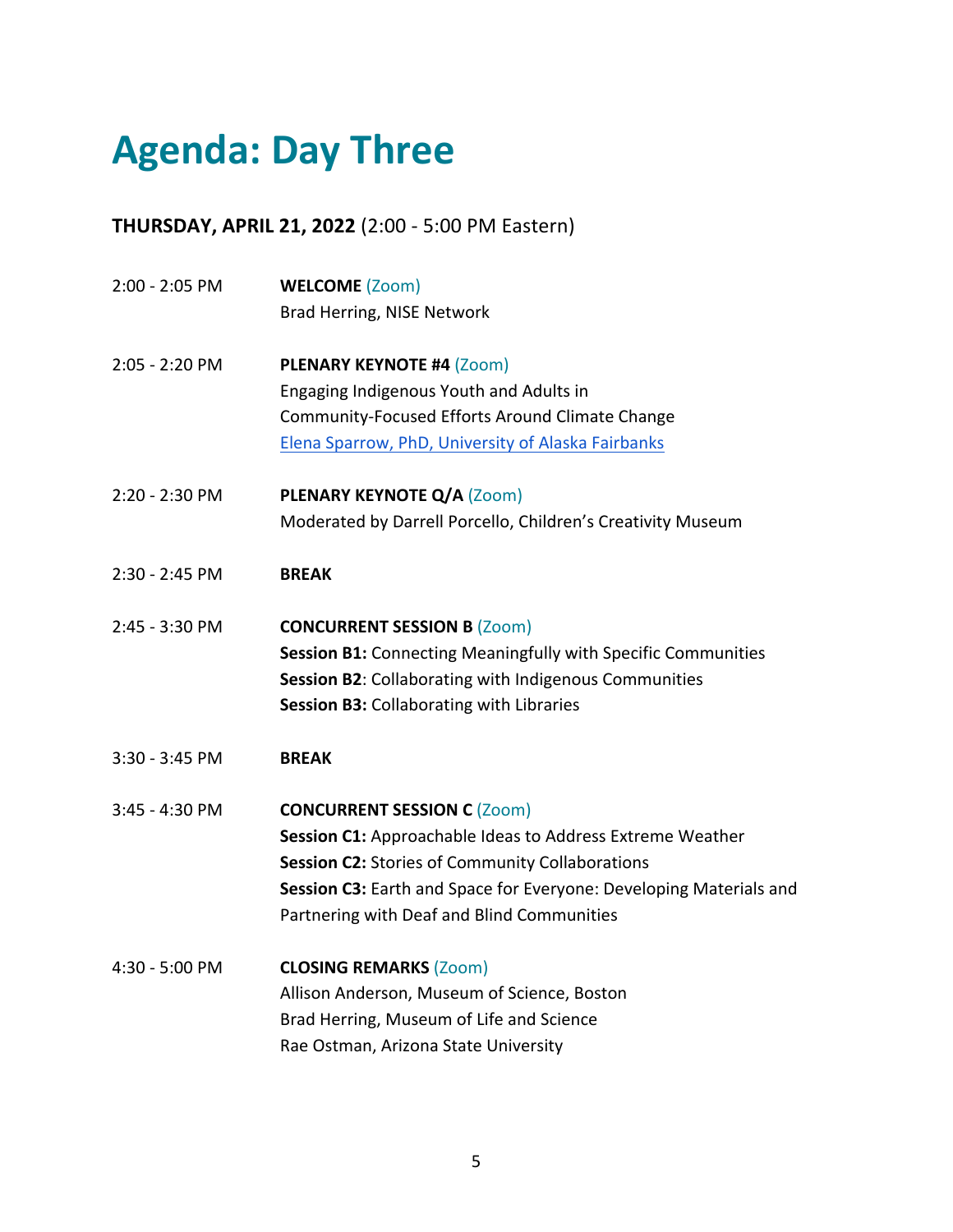# Agenda: Day Three

**THURSDAY, APRIL 21, 2022** (2:00 - 5:00 PM Eastern)

2:00 - 2:05 PM **WELCOME** (Zoom)
Brad Herring, NISE Network

2:05 - 2:20 PM **PLENARY KEYNOTE #4** (Zoom)
Engaging Indigenous Youth and Adults in Community-Focused Efforts Around Climate Change
Elena Sparrow, PhD, University of Alaska Fairbanks

2:20 - 2:30 PM **PLENARY KEYNOTE Q/A** (Zoom)
Moderated by Darrell Porcello, Children's Creativity Museum

2:30 - 2:45 PM **BREAK**

2:45 - 3:30 PM **CONCURRENT SESSION B** (Zoom)
**Session B1:** Connecting Meaningfully with Specific Communities
**Session B2**: Collaborating with Indigenous Communities
**Session B3:** Collaborating with Libraries

3:30 - 3:45 PM **BREAK**

3:45 - 4:30 PM **CONCURRENT SESSION C** (Zoom)
**Session C1:** Approachable Ideas to Address Extreme Weather
**Session C2:** Stories of Community Collaborations
**Session C3:** Earth and Space for Everyone: Developing Materials and Partnering with Deaf and Blind Communities

4:30 - 5:00 PM **CLOSING REMARKS** (Zoom)
Allison Anderson, Museum of Science, Boston
Brad Herring, Museum of Life and Science
Rae Ostman, Arizona State University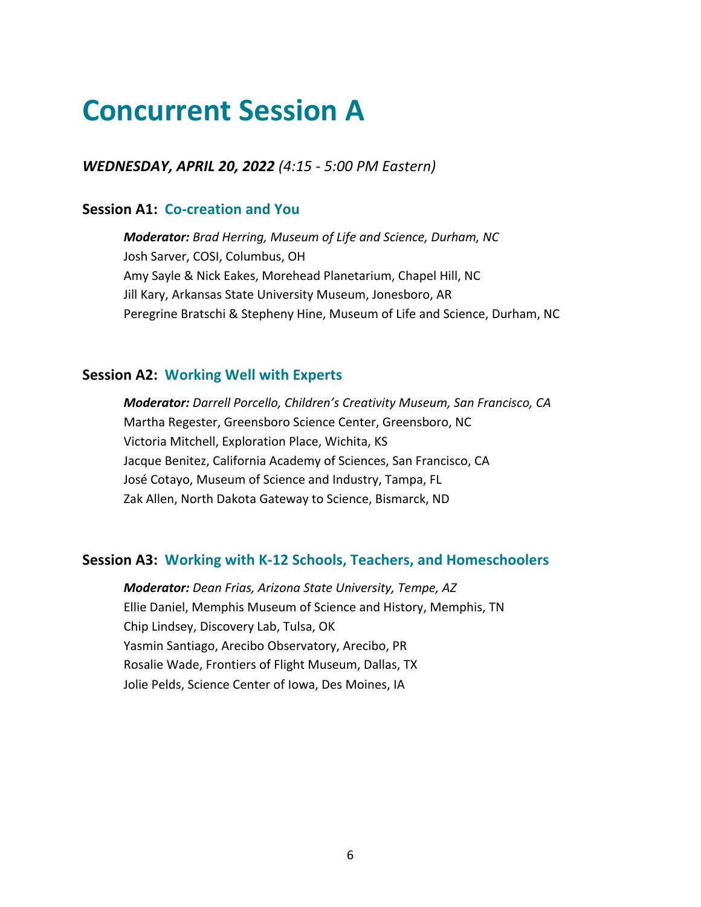# Concurrent Session A

***WEDNESDAY, APRIL 20, 2022*** *(4:15 - 5:00 PM Eastern)*

### Session A1: Co-creation and You

***Moderator:*** *Brad Herring, Museum of Life and Science, Durham, NC*
Josh Sarver, COSI, Columbus, OH
Amy Sayle & Nick Eakes, Morehead Planetarium, Chapel Hill, NC
Jill Kary, Arkansas State University Museum, Jonesboro, AR
Peregrine Bratschi & Stepheny Hine, Museum of Life and Science, Durham, NC

### Session A2: Working Well with Experts

***Moderator:*** *Darrell Porcello, Children's Creativity Museum, San Francisco, CA*
Martha Regester, Greensboro Science Center, Greensboro, NC
Victoria Mitchell, Exploration Place, Wichita, KS
Jacque Benitez, California Academy of Sciences, San Francisco, CA
José Cotayo, Museum of Science and Industry, Tampa, FL
Zak Allen, North Dakota Gateway to Science, Bismarck, ND

### Session A3: Working with K-12 Schools, Teachers, and Homeschoolers

***Moderator:*** *Dean Frias, Arizona State University, Tempe, AZ*
Ellie Daniel, Memphis Museum of Science and History, Memphis, TN
Chip Lindsey, Discovery Lab, Tulsa, OK
Yasmin Santiago, Arecibo Observatory, Arecibo, PR
Rosalie Wade, Frontiers of Flight Museum, Dallas, TX
Jolie Pelds, Science Center of Iowa, Des Moines, IA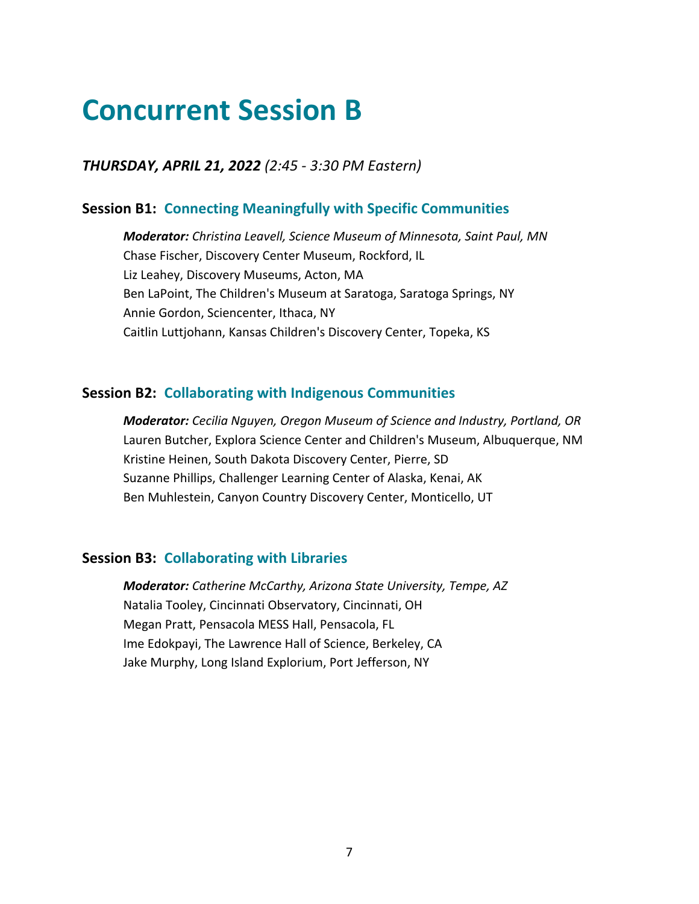# Concurrent Session B

***THURSDAY, APRIL 21, 2022** (2:45 - 3:30 PM Eastern)*

### Session B1: Connecting Meaningfully with Specific Communities

***Moderator:** Christina Leavell, Science Museum of Minnesota, Saint Paul, MN*
Chase Fischer, Discovery Center Museum, Rockford, IL
Liz Leahey, Discovery Museums, Acton, MA
Ben LaPoint, The Children's Museum at Saratoga, Saratoga Springs, NY
Annie Gordon, Sciencenter, Ithaca, NY
Caitlin Luttjohann, Kansas Children's Discovery Center, Topeka, KS

### Session B2: Collaborating with Indigenous Communities

***Moderator:** Cecilia Nguyen, Oregon Museum of Science and Industry, Portland, OR*
Lauren Butcher, Explora Science Center and Children's Museum, Albuquerque, NM
Kristine Heinen, South Dakota Discovery Center, Pierre, SD
Suzanne Phillips, Challenger Learning Center of Alaska, Kenai, AK
Ben Muhlestein, Canyon Country Discovery Center, Monticello, UT

### Session B3: Collaborating with Libraries

***Moderator:** Catherine McCarthy, Arizona State University, Tempe, AZ*
Natalia Tooley, Cincinnati Observatory, Cincinnati, OH
Megan Pratt, Pensacola MESS Hall, Pensacola, FL
Ime Edokpayi, The Lawrence Hall of Science, Berkeley, CA
Jake Murphy, Long Island Explorium, Port Jefferson, NY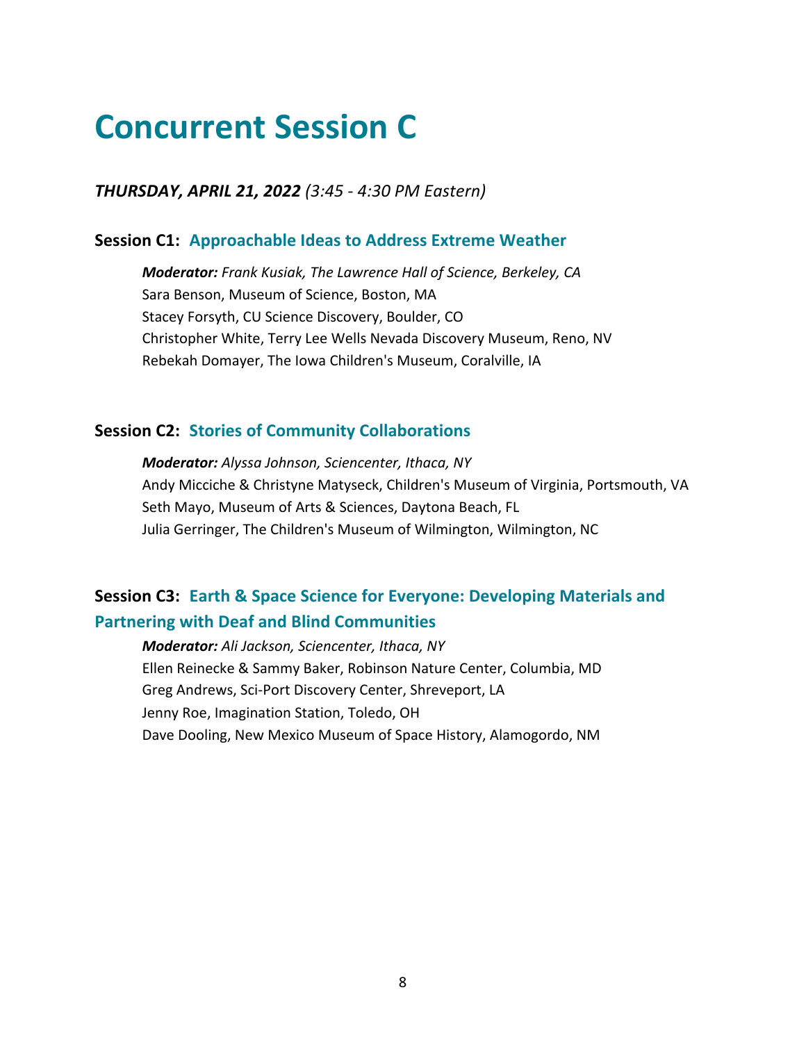# Concurrent Session C

***THURSDAY, APRIL 21, 2022** (3:45 - 4:30 PM Eastern)*

### Session C1: Approachable Ideas to Address Extreme Weather

***Moderator:** Frank Kusiak, The Lawrence Hall of Science, Berkeley, CA*
Sara Benson, Museum of Science, Boston, MA
Stacey Forsyth, CU Science Discovery, Boulder, CO
Christopher White, Terry Lee Wells Nevada Discovery Museum, Reno, NV
Rebekah Domayer, The Iowa Children's Museum, Coralville, IA

### Session C2: Stories of Community Collaborations

***Moderator:** Alyssa Johnson, Sciencenter, Ithaca, NY*
Andy Micciche & Christyne Matyseck, Children's Museum of Virginia, Portsmouth, VA
Seth Mayo, Museum of Arts & Sciences, Daytona Beach, FL
Julia Gerringer, The Children's Museum of Wilmington, Wilmington, NC

### Session C3: Earth & Space Science for Everyone: Developing Materials and Partnering with Deaf and Blind Communities

***Moderator:** Ali Jackson, Sciencenter, Ithaca, NY*
Ellen Reinecke & Sammy Baker, Robinson Nature Center, Columbia, MD
Greg Andrews, Sci-Port Discovery Center, Shreveport, LA
Jenny Roe, Imagination Station, Toledo, OH
Dave Dooling, New Mexico Museum of Space History, Alamogordo, NM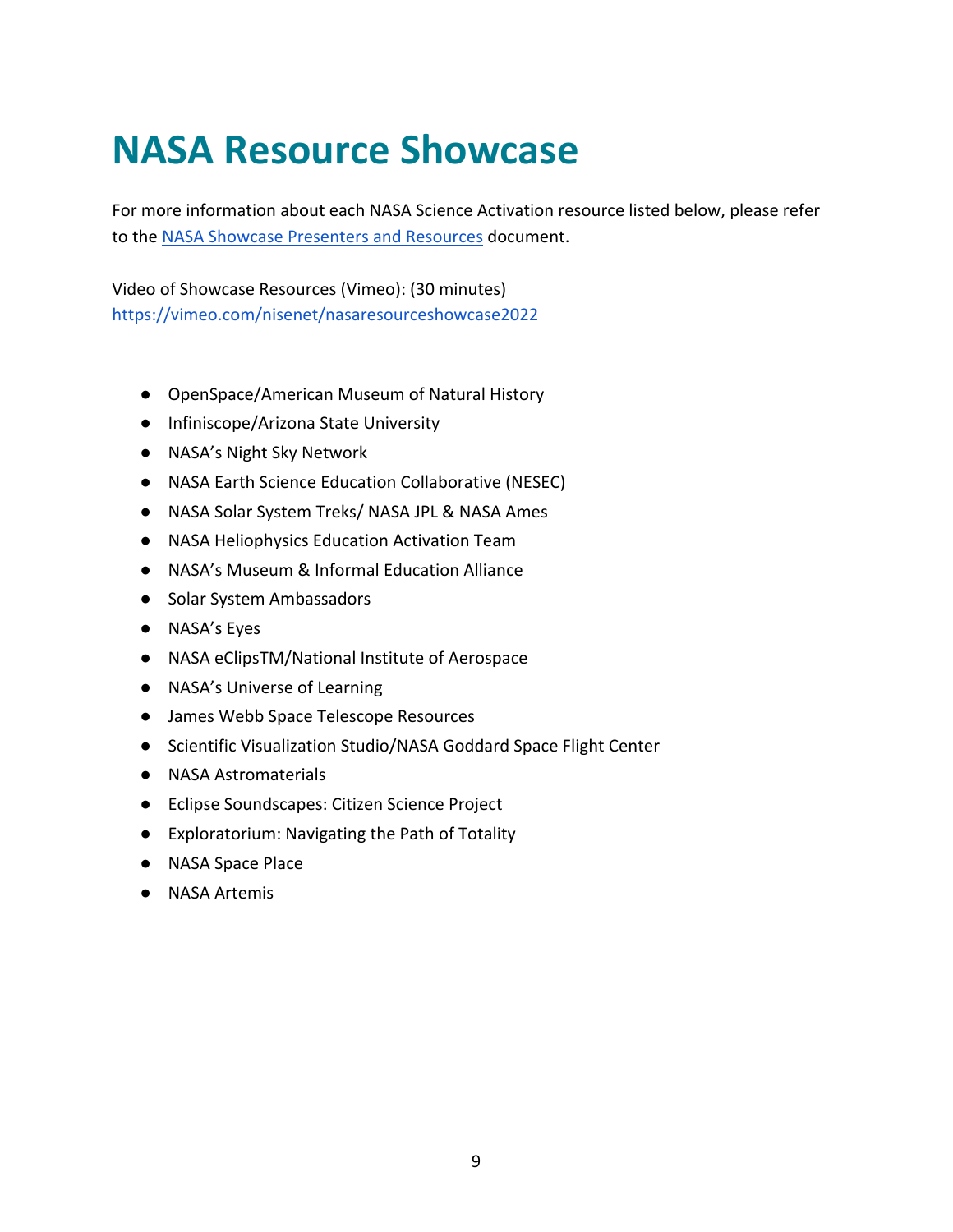# NASA Resource Showcase

For more information about each NASA Science Activation resource listed below, please refer to the [NASA Showcase Presenters and Resources]() document.

Video of Showcase Resources (Vimeo): (30 minutes)
https://vimeo.com/nisenet/nasaresourceshowcase2022

- OpenSpace/American Museum of Natural History
- Infiniscope/Arizona State University
- NASA's Night Sky Network
- NASA Earth Science Education Collaborative (NESEC)
- NASA Solar System Treks/ NASA JPL & NASA Ames
- NASA Heliophysics Education Activation Team
- NASA's Museum & Informal Education Alliance
- Solar System Ambassadors
- NASA's Eyes
- NASA eClipsTM/National Institute of Aerospace
- NASA's Universe of Learning
- James Webb Space Telescope Resources
- Scientific Visualization Studio/NASA Goddard Space Flight Center
- NASA Astromaterials
- Eclipse Soundscapes: Citizen Science Project
- Exploratorium: Navigating the Path of Totality
- NASA Space Place
- NASA Artemis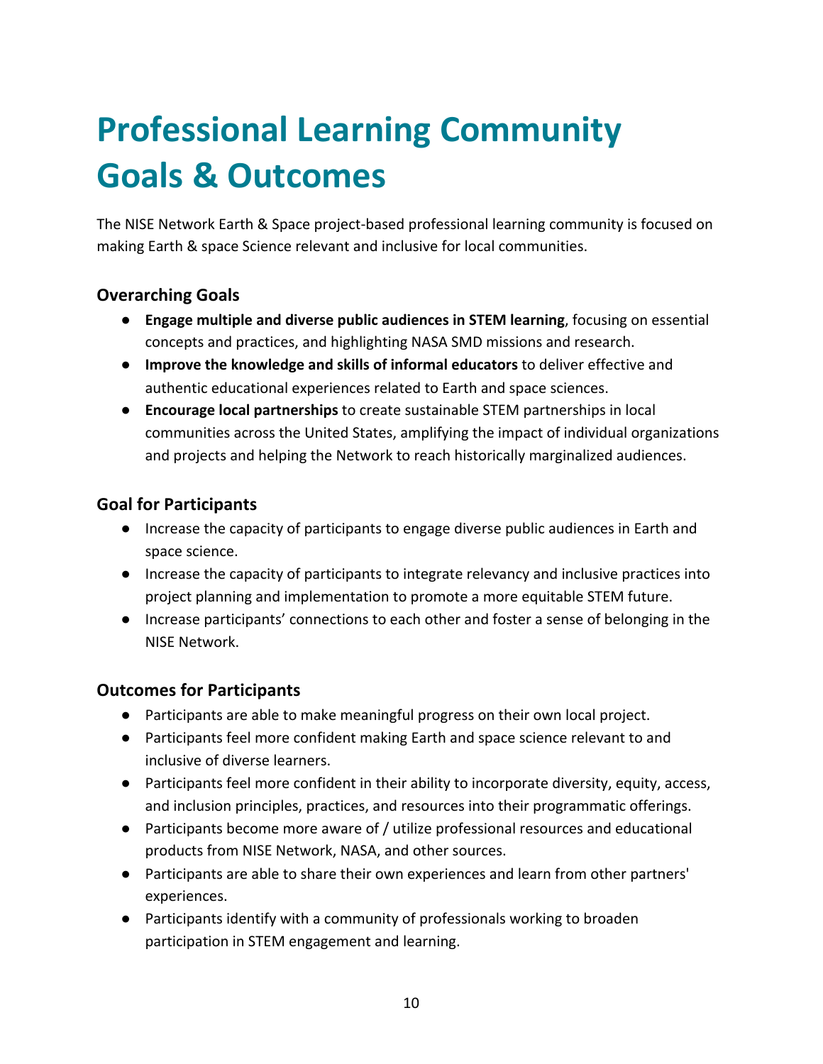# Professional Learning Community Goals & Outcomes

The NISE Network Earth & Space project-based professional learning community is focused on making Earth & space Science relevant and inclusive for local communities.

### Overarching Goals

- **Engage multiple and diverse public audiences in STEM learning**, focusing on essential concepts and practices, and highlighting NASA SMD missions and research.
- **Improve the knowledge and skills of informal educators** to deliver effective and authentic educational experiences related to Earth and space sciences.
- **Encourage local partnerships** to create sustainable STEM partnerships in local communities across the United States, amplifying the impact of individual organizations and projects and helping the Network to reach historically marginalized audiences.

### Goal for Participants

- Increase the capacity of participants to engage diverse public audiences in Earth and space science.
- Increase the capacity of participants to integrate relevancy and inclusive practices into project planning and implementation to promote a more equitable STEM future.
- Increase participants' connections to each other and foster a sense of belonging in the NISE Network.

### Outcomes for Participants

- Participants are able to make meaningful progress on their own local project.
- Participants feel more confident making Earth and space science relevant to and inclusive of diverse learners.
- Participants feel more confident in their ability to incorporate diversity, equity, access, and inclusion principles, practices, and resources into their programmatic offerings.
- Participants become more aware of / utilize professional resources and educational products from NISE Network, NASA, and other sources.
- Participants are able to share their own experiences and learn from other partners' experiences.
- Participants identify with a community of professionals working to broaden participation in STEM engagement and learning.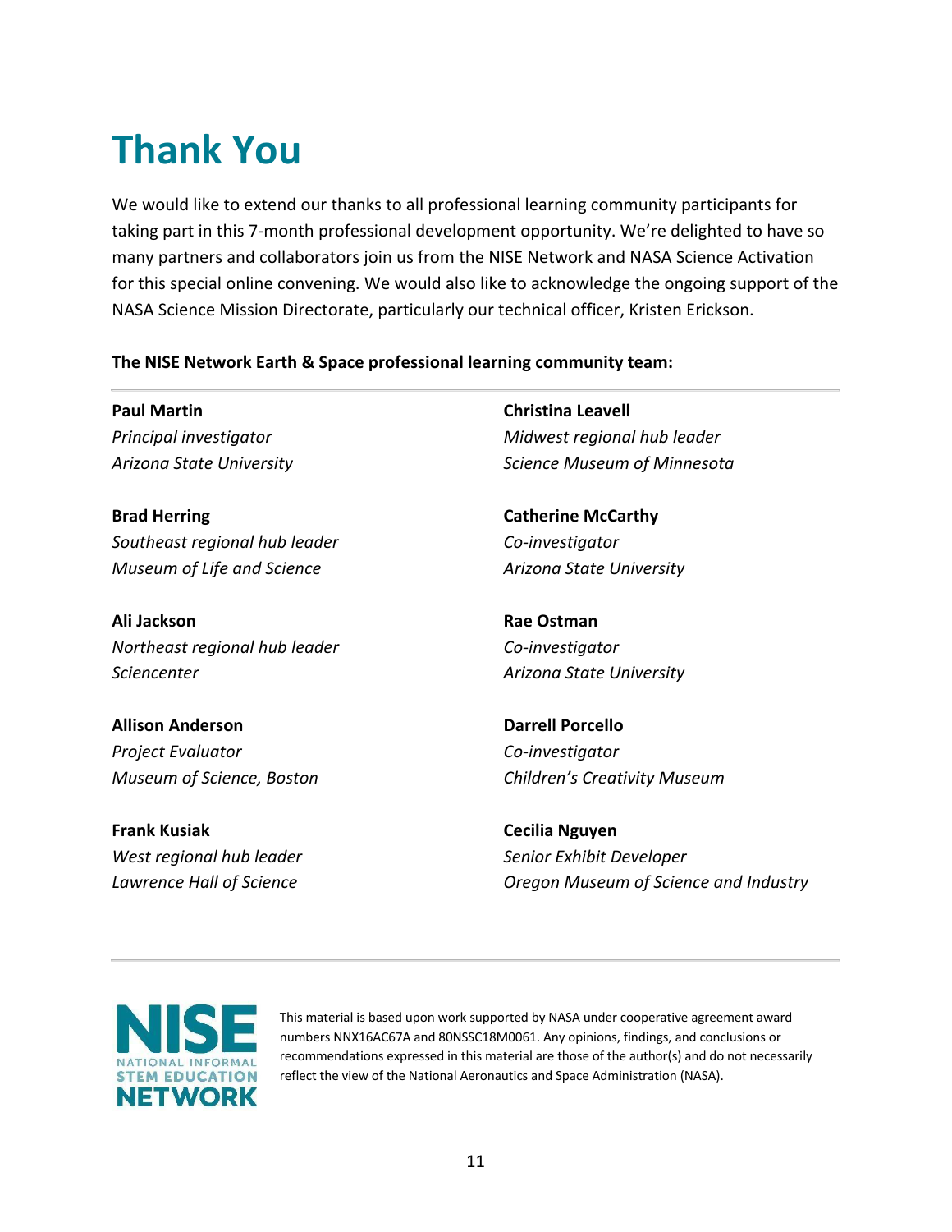# Thank You

We would like to extend our thanks to all professional learning community participants for taking part in this 7-month professional development opportunity. We're delighted to have so many partners and collaborators join us from the NISE Network and NASA Science Activation for this special online convening. We would also like to acknowledge the ongoing support of the NASA Science Mission Directorate, particularly our technical officer, Kristen Erickson.

**The NISE Network Earth & Space professional learning community team:**

**Paul Martin**
*Principal investigator*
*Arizona State University*

**Brad Herring**
*Southeast regional hub leader*
*Museum of Life and Science*

**Ali Jackson**
*Northeast regional hub leader*
*Sciencenter*

**Allison Anderson**
*Project Evaluator*
*Museum of Science, Boston*

**Frank Kusiak**
*West regional hub leader*
*Lawrence Hall of Science*

**Christina Leavell**
*Midwest regional hub leader*
*Science Museum of Minnesota*

**Catherine McCarthy**
*Co-investigator*
*Arizona State University*

**Rae Ostman**
*Co-investigator*
*Arizona State University*

**Darrell Porcello**
*Co-investigator*
*Children's Creativity Museum*

**Cecilia Nguyen**
*Senior Exhibit Developer*
*Oregon Museum of Science and Industry*

NISE
NATIONAL INFORMAL
STEM EDUCATION
NETWORK

This material is based upon work supported by NASA under cooperative agreement award numbers NNX16AC67A and 80NSSC18M0061. Any opinions, findings, and conclusions or recommendations expressed in this material are those of the author(s) and do not necessarily reflect the view of the National Aeronautics and Space Administration (NASA).